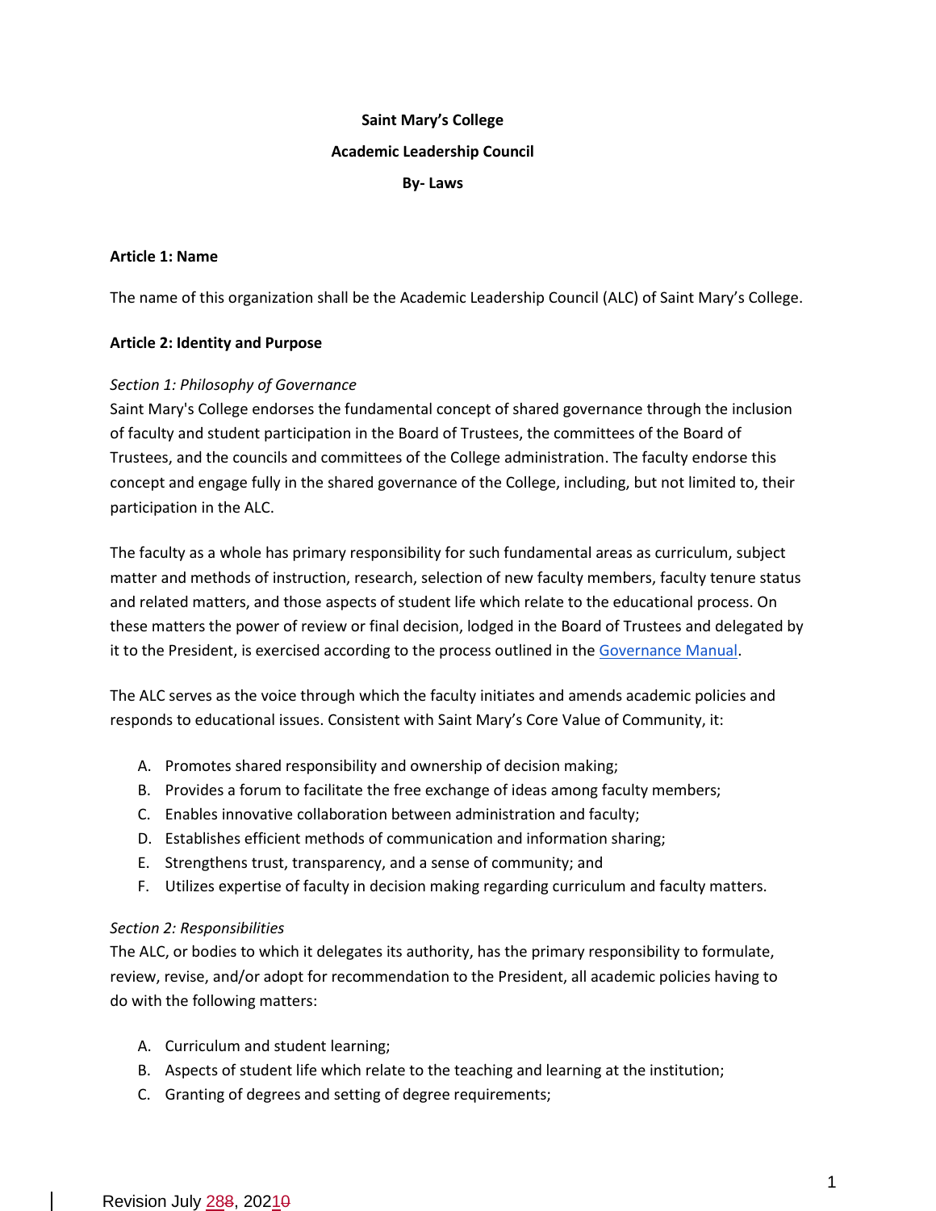**Saint Mary's College**

**Academic Leadership Council**

**By- Laws**

**Article 1: Name**

The name of this organization shall be the Academic Leadership Council (ALC) of Saint Mary's College.

**Article 2: Identity and Purpose**

*Section 1: Philosophy of Governance*

Saint Mary's College endorses the fundamental concept of shared governance through the inclusion of faculty and student participation in the Board of Trustees, the committees of the Board of Trustees, and the councils and committees of the College administration. The faculty endorse this concept and engage fully in the shared governance of the College, including, but not limited to, their participation in the ALC.

The faculty as a whole has primary responsibility for such fundamental areas as curriculum, subject matter and methods of instruction, research, selection of new faculty members, faculty tenure status and related matters, and those aspects of student life which relate to the educational process. On these matters the power of review or final decision, lodged in the Board of Trustees and delegated by it to the President, is exercised according to the process outlined in the Governance Manual.

The ALC serves as the voice through which the faculty initiates and amends academic policies and responds to educational issues. Consistent with Saint Mary's Core Value of Community, it:

A. Promotes shared responsibility and ownership of decision making;
B. Provides a forum to facilitate the free exchange of ideas among faculty members;
C. Enables innovative collaboration between administration and faculty;
D. Establishes efficient methods of communication and information sharing;
E. Strengthens trust, transparency, and a sense of community; and
F. Utilizes expertise of faculty in decision making regarding curriculum and faculty matters.

*Section 2: Responsibilities*

The ALC, or bodies to which it delegates its authority, has the primary responsibility to formulate, review, revise, and/or adopt for recommendation to the President, all academic policies having to do with the following matters:

A. Curriculum and student learning;
B. Aspects of student life which relate to the teaching and learning at the institution;
C. Granting of degrees and setting of degree requirements;

Revision July 288, 20210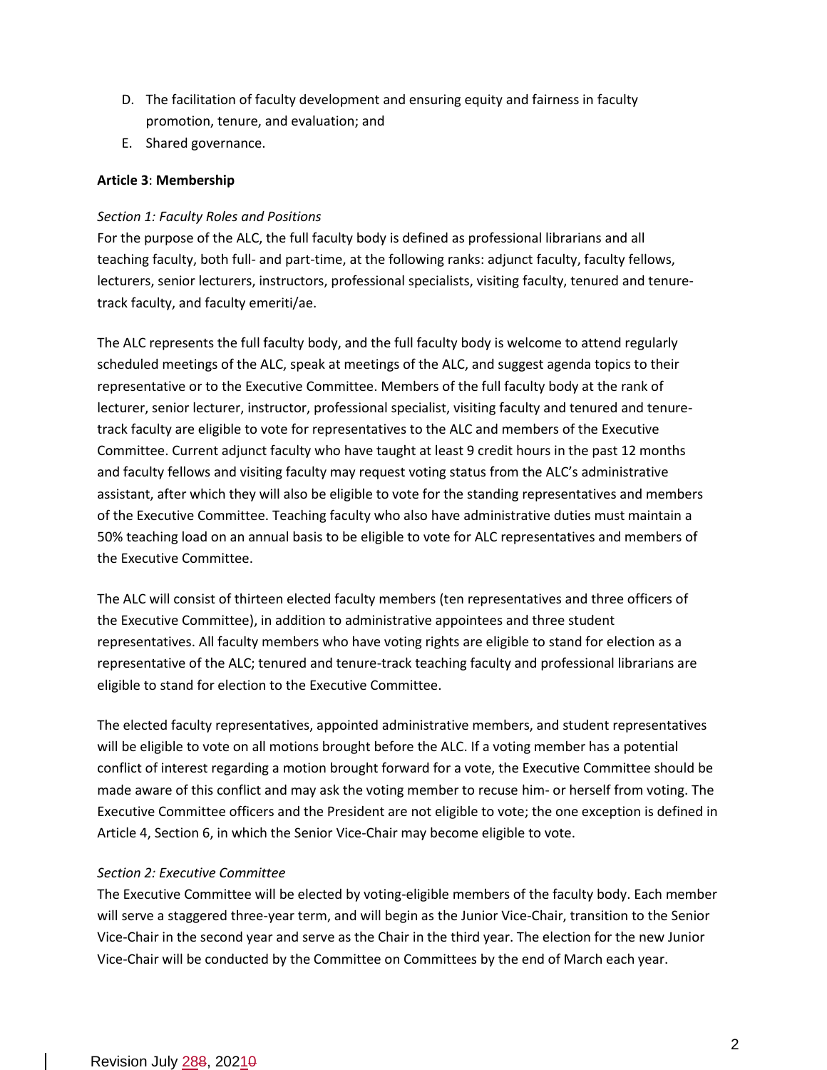D. The facilitation of faculty development and ensuring equity and fairness in faculty promotion, tenure, and evaluation; and
E. Shared governance.

**Article 3**: **Membership**

*Section 1: Faculty Roles and Positions*

For the purpose of the ALC, the full faculty body is defined as professional librarians and all teaching faculty, both full- and part-time, at the following ranks: adjunct faculty, faculty fellows, lecturers, senior lecturers, instructors, professional specialists, visiting faculty, tenured and tenure-track faculty, and faculty emeriti/ae.

The ALC represents the full faculty body, and the full faculty body is welcome to attend regularly scheduled meetings of the ALC, speak at meetings of the ALC, and suggest agenda topics to their representative or to the Executive Committee. Members of the full faculty body at the rank of lecturer, senior lecturer, instructor, professional specialist, visiting faculty and tenured and tenure-track faculty are eligible to vote for representatives to the ALC and members of the Executive Committee. Current adjunct faculty who have taught at least 9 credit hours in the past 12 months and faculty fellows and visiting faculty may request voting status from the ALC's administrative assistant, after which they will also be eligible to vote for the standing representatives and members of the Executive Committee. Teaching faculty who also have administrative duties must maintain a 50% teaching load on an annual basis to be eligible to vote for ALC representatives and members of the Executive Committee.

The ALC will consist of thirteen elected faculty members (ten representatives and three officers of the Executive Committee), in addition to administrative appointees and three student representatives. All faculty members who have voting rights are eligible to stand for election as a representative of the ALC; tenured and tenure-track teaching faculty and professional librarians are eligible to stand for election to the Executive Committee.

The elected faculty representatives, appointed administrative members, and student representatives will be eligible to vote on all motions brought before the ALC. If a voting member has a potential conflict of interest regarding a motion brought forward for a vote, the Executive Committee should be made aware of this conflict and may ask the voting member to recuse him- or herself from voting. The Executive Committee officers and the President are not eligible to vote; the one exception is defined in Article 4, Section 6, in which the Senior Vice-Chair may become eligible to vote.

*Section 2: Executive Committee*

The Executive Committee will be elected by voting-eligible members of the faculty body. Each member will serve a staggered three-year term, and will begin as the Junior Vice-Chair, transition to the Senior Vice-Chair in the second year and serve as the Chair in the third year. The election for the new Junior Vice-Chair will be conducted by the Committee on Committees by the end of March each year.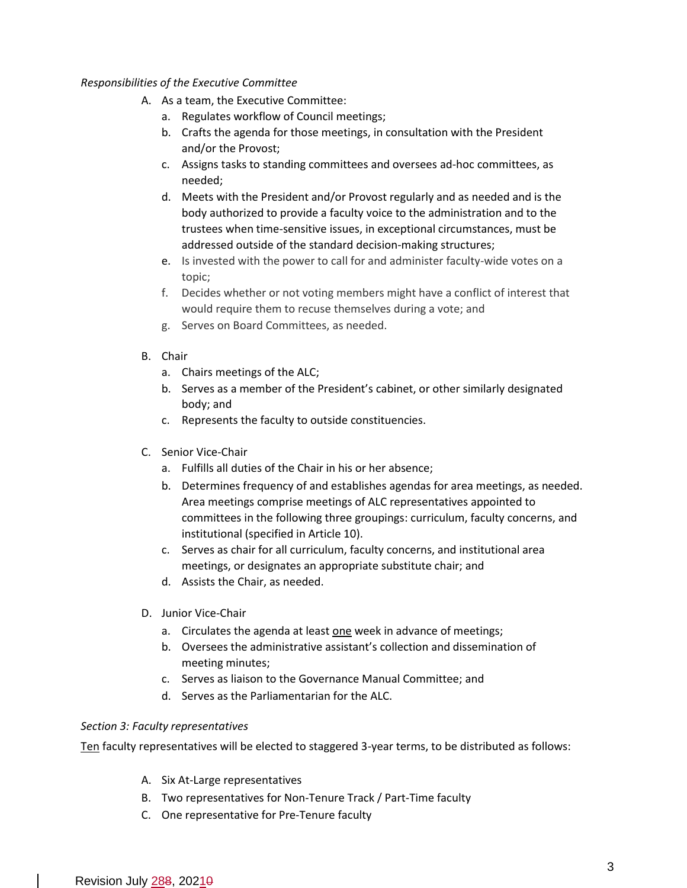*Responsibilities of the Executive Committee*

A. As a team, the Executive Committee:
   a. Regulates workflow of Council meetings;
   b. Crafts the agenda for those meetings, in consultation with the President and/or the Provost;
   c. Assigns tasks to standing committees and oversees ad-hoc committees, as needed;
   d. Meets with the President and/or Provost regularly and as needed and is the body authorized to provide a faculty voice to the administration and to the trustees when time-sensitive issues, in exceptional circumstances, must be addressed outside of the standard decision-making structures;
   e. Is invested with the power to call for and administer faculty-wide votes on a topic;
   f. Decides whether or not voting members might have a conflict of interest that would require them to recuse themselves during a vote; and
   g. Serves on Board Committees, as needed.

B. Chair
   a. Chairs meetings of the ALC;
   b. Serves as a member of the President's cabinet, or other similarly designated body; and
   c. Represents the faculty to outside constituencies.

C. Senior Vice-Chair
   a. Fulfills all duties of the Chair in his or her absence;
   b. Determines frequency of and establishes agendas for area meetings, as needed. Area meetings comprise meetings of ALC representatives appointed to committees in the following three groupings: curriculum, faculty concerns, and institutional (specified in Article 10).
   c. Serves as chair for all curriculum, faculty concerns, and institutional area meetings, or designates an appropriate substitute chair; and
   d. Assists the Chair, as needed.

D. Junior Vice-Chair
   a. Circulates the agenda at least one week in advance of meetings;
   b. Oversees the administrative assistant's collection and dissemination of meeting minutes;
   c. Serves as liaison to the Governance Manual Committee; and
   d. Serves as the Parliamentarian for the ALC.

*Section 3: Faculty representatives*

Ten faculty representatives will be elected to staggered 3-year terms, to be distributed as follows:

A. Six At-Large representatives
B. Two representatives for Non-Tenure Track / Part-Time faculty
C. One representative for Pre-Tenure faculty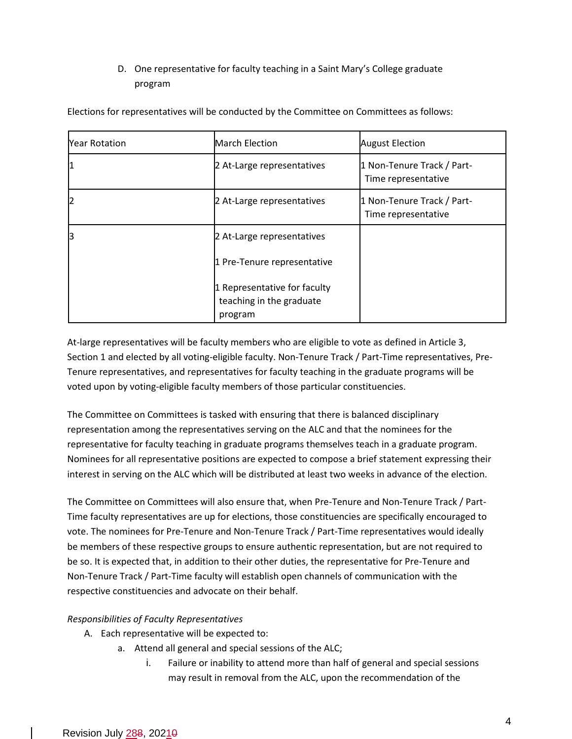D. One representative for faculty teaching in a Saint Mary's College graduate program

Elections for representatives will be conducted by the Committee on Committees as follows:

| Year Rotation | March Election | August Election |
|---|---|---|
| 1 | 2 At-Large representatives | 1 Non-Tenure Track / Part-Time representative |
| 2 | 2 At-Large representatives | 1 Non-Tenure Track / Part-Time representative |
| 3 | 2 At-Large representatives<br><br>1 Pre-Tenure representative<br><br>1 Representative for faculty teaching in the graduate program | |

At-large representatives will be faculty members who are eligible to vote as defined in Article 3, Section 1 and elected by all voting-eligible faculty. Non-Tenure Track / Part-Time representatives, Pre-Tenure representatives, and representatives for faculty teaching in the graduate programs will be voted upon by voting-eligible faculty members of those particular constituencies.

The Committee on Committees is tasked with ensuring that there is balanced disciplinary representation among the representatives serving on the ALC and that the nominees for the representative for faculty teaching in graduate programs themselves teach in a graduate program. Nominees for all representative positions are expected to compose a brief statement expressing their interest in serving on the ALC which will be distributed at least two weeks in advance of the election.

The Committee on Committees will also ensure that, when Pre-Tenure and Non-Tenure Track / Part-Time faculty representatives are up for elections, those constituencies are specifically encouraged to vote. The nominees for Pre-Tenure and Non-Tenure Track / Part-Time representatives would ideally be members of these respective groups to ensure authentic representation, but are not required to be so. It is expected that, in addition to their other duties, the representative for Pre-Tenure and Non-Tenure Track / Part-Time faculty will establish open channels of communication with the respective constituencies and advocate on their behalf.

*Responsibilities of Faculty Representatives*

A. Each representative will be expected to:
   a. Attend all general and special sessions of the ALC;
      i. Failure or inability to attend more than half of general and special sessions may result in removal from the ALC, upon the recommendation of the

Revision July ~~28~~28, 20~~20~~21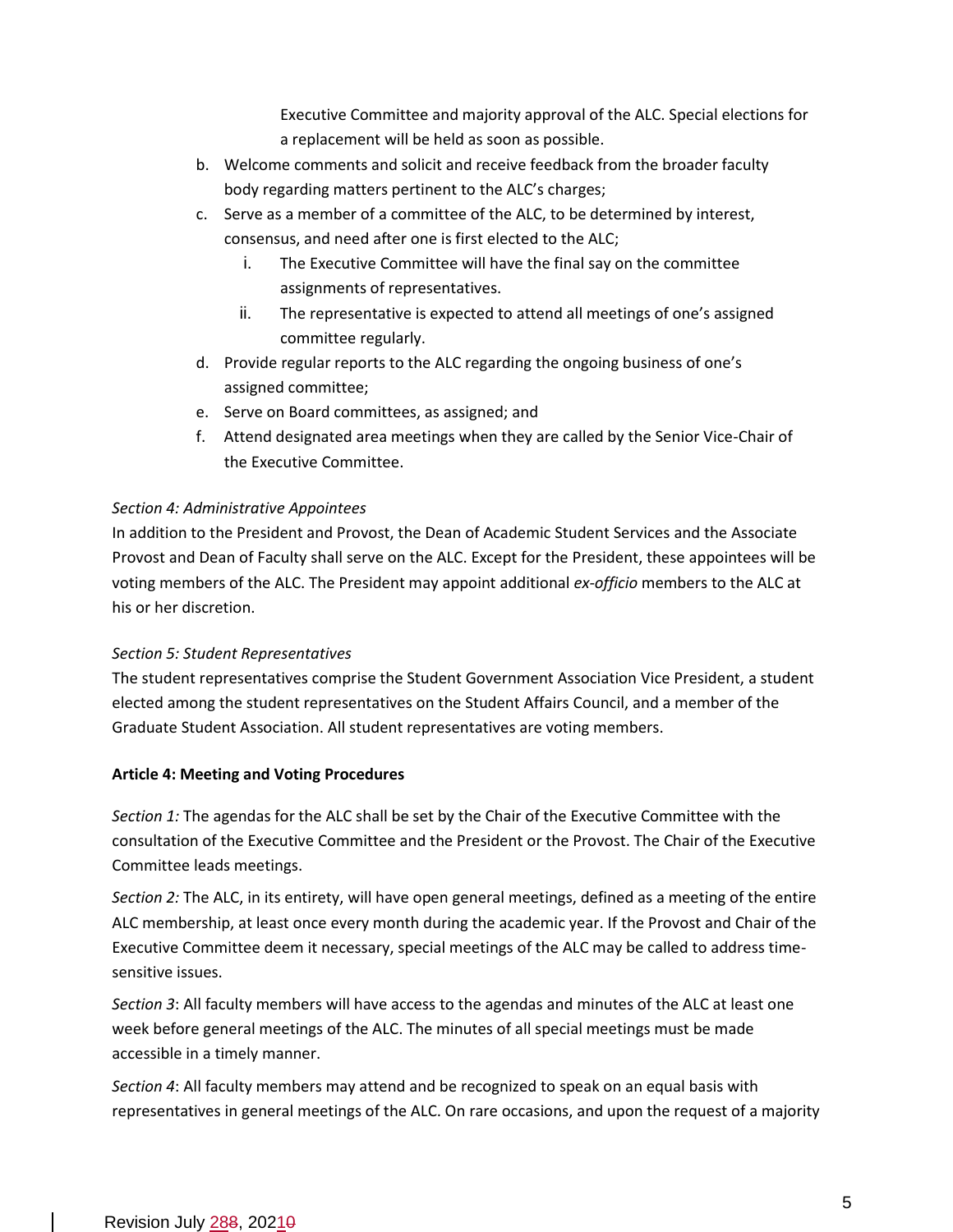Executive Committee and majority approval of the ALC. Special elections for a replacement will be held as soon as possible.

b. Welcome comments and solicit and receive feedback from the broader faculty body regarding matters pertinent to the ALC's charges;
c. Serve as a member of a committee of the ALC, to be determined by interest, consensus, and need after one is first elected to the ALC;
    i. The Executive Committee will have the final say on the committee assignments of representatives.
    ii. The representative is expected to attend all meetings of one's assigned committee regularly.
d. Provide regular reports to the ALC regarding the ongoing business of one's assigned committee;
e. Serve on Board committees, as assigned; and
f. Attend designated area meetings when they are called by the Senior Vice-Chair of the Executive Committee.

*Section 4: Administrative Appointees*

In addition to the President and Provost, the Dean of Academic Student Services and the Associate Provost and Dean of Faculty shall serve on the ALC. Except for the President, these appointees will be voting members of the ALC. The President may appoint additional *ex-officio* members to the ALC at his or her discretion.

*Section 5: Student Representatives*

The student representatives comprise the Student Government Association Vice President, a student elected among the student representatives on the Student Affairs Council, and a member of the Graduate Student Association. All student representatives are voting members.

**Article 4: Meeting and Voting Procedures**

*Section 1:* The agendas for the ALC shall be set by the Chair of the Executive Committee with the consultation of the Executive Committee and the President or the Provost. The Chair of the Executive Committee leads meetings.

*Section 2:* The ALC, in its entirety, will have open general meetings, defined as a meeting of the entire ALC membership, at least once every month during the academic year. If the Provost and Chair of the Executive Committee deem it necessary, special meetings of the ALC may be called to address time-sensitive issues.

*Section 3*: All faculty members will have access to the agendas and minutes of the ALC at least one week before general meetings of the ALC. The minutes of all special meetings must be made accessible in a timely manner.

*Section 4*: All faculty members may attend and be recognized to speak on an equal basis with representatives in general meetings of the ALC. On rare occasions, and upon the request of a majority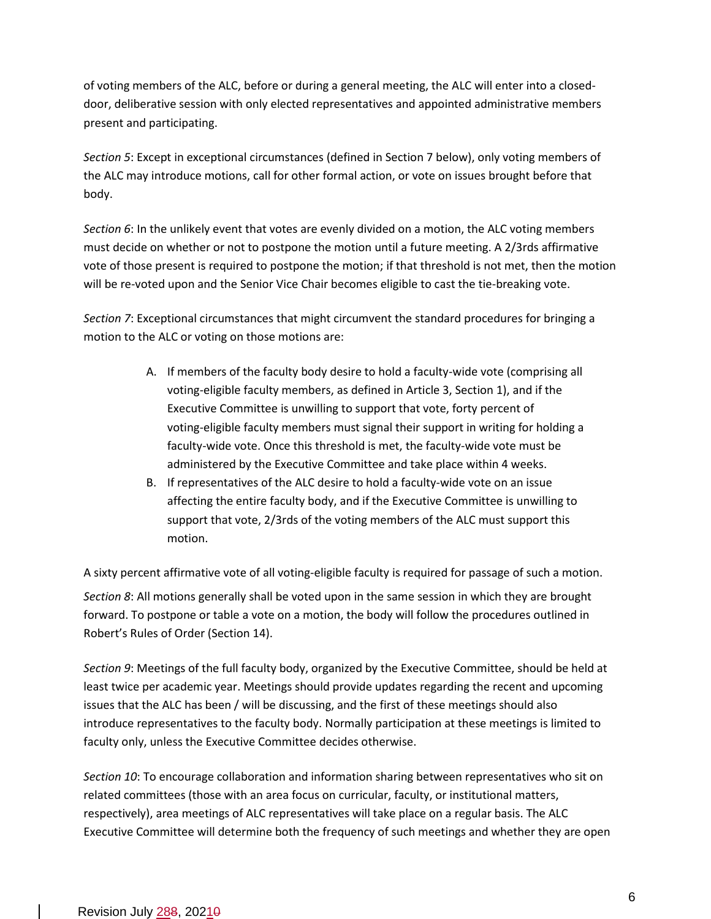of voting members of the ALC, before or during a general meeting, the ALC will enter into a closed-door, deliberative session with only elected representatives and appointed administrative members present and participating.

*Section 5*: Except in exceptional circumstances (defined in Section 7 below), only voting members of the ALC may introduce motions, call for other formal action, or vote on issues brought before that body.

*Section 6*: In the unlikely event that votes are evenly divided on a motion, the ALC voting members must decide on whether or not to postpone the motion until a future meeting. A 2/3rds affirmative vote of those present is required to postpone the motion; if that threshold is not met, then the motion will be re-voted upon and the Senior Vice Chair becomes eligible to cast the tie-breaking vote.

*Section 7*: Exceptional circumstances that might circumvent the standard procedures for bringing a motion to the ALC or voting on those motions are:

A. If members of the faculty body desire to hold a faculty-wide vote (comprising all voting-eligible faculty members, as defined in Article 3, Section 1), and if the Executive Committee is unwilling to support that vote, forty percent of voting-eligible faculty members must signal their support in writing for holding a faculty-wide vote. Once this threshold is met, the faculty-wide vote must be administered by the Executive Committee and take place within 4 weeks.
B. If representatives of the ALC desire to hold a faculty-wide vote on an issue affecting the entire faculty body, and if the Executive Committee is unwilling to support that vote, 2/3rds of the voting members of the ALC must support this motion.

A sixty percent affirmative vote of all voting-eligible faculty is required for passage of such a motion.

*Section 8*: All motions generally shall be voted upon in the same session in which they are brought forward. To postpone or table a vote on a motion, the body will follow the procedures outlined in Robert's Rules of Order (Section 14).

*Section 9*: Meetings of the full faculty body, organized by the Executive Committee, should be held at least twice per academic year. Meetings should provide updates regarding the recent and upcoming issues that the ALC has been / will be discussing, and the first of these meetings should also introduce representatives to the faculty body. Normally participation at these meetings is limited to faculty only, unless the Executive Committee decides otherwise.

*Section 10*: To encourage collaboration and information sharing between representatives who sit on related committees (those with an area focus on curricular, faculty, or institutional matters, respectively), area meetings of ALC representatives will take place on a regular basis. The ALC Executive Committee will determine both the frequency of such meetings and whether they are open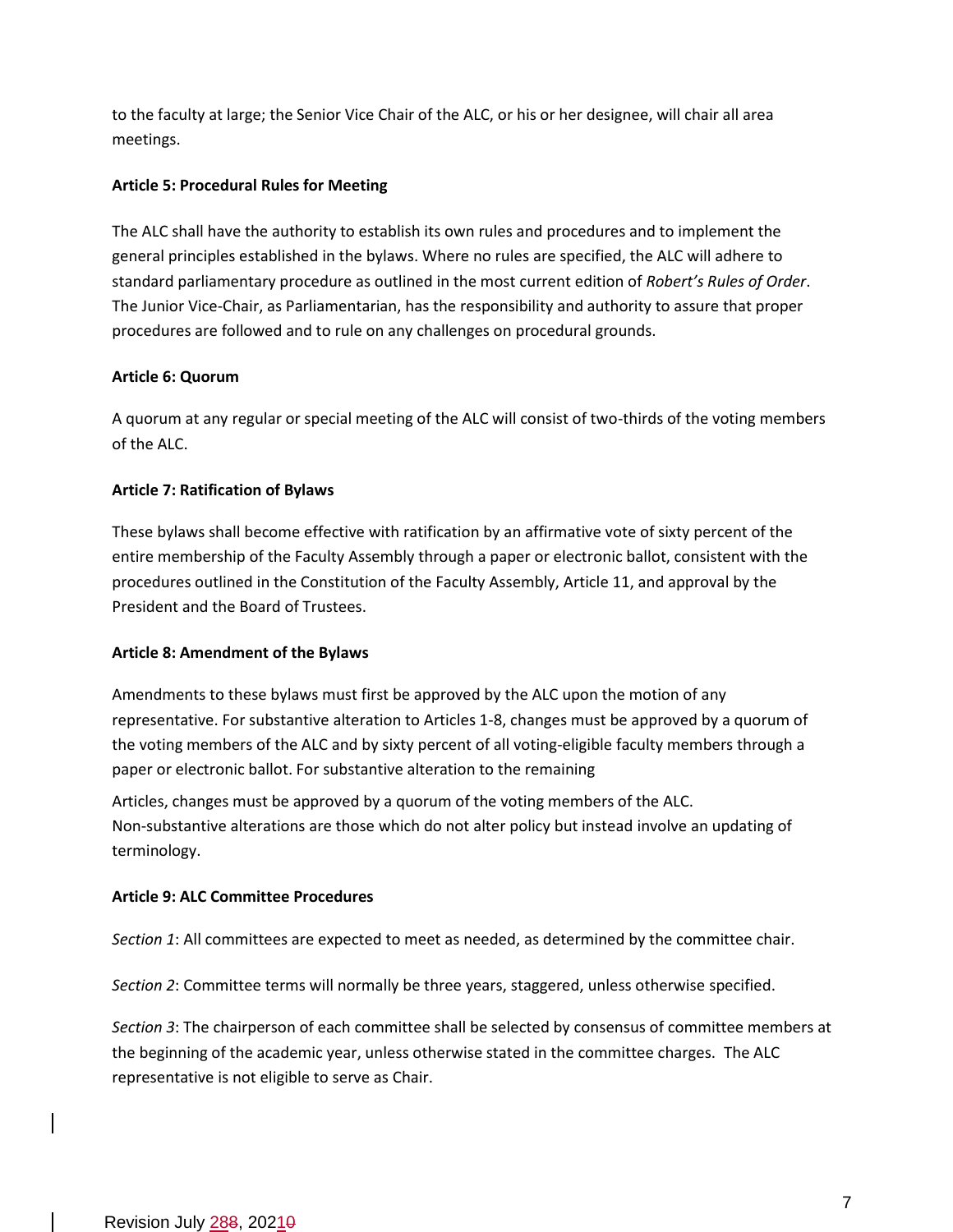to the faculty at large; the Senior Vice Chair of the ALC, or his or her designee, will chair all area meetings.

**Article 5: Procedural Rules for Meeting**

The ALC shall have the authority to establish its own rules and procedures and to implement the general principles established in the bylaws. Where no rules are specified, the ALC will adhere to standard parliamentary procedure as outlined in the most current edition of *Robert's Rules of Order*. The Junior Vice-Chair, as Parliamentarian, has the responsibility and authority to assure that proper procedures are followed and to rule on any challenges on procedural grounds.

**Article 6: Quorum**

A quorum at any regular or special meeting of the ALC will consist of two-thirds of the voting members of the ALC.

**Article 7: Ratification of Bylaws**

These bylaws shall become effective with ratification by an affirmative vote of sixty percent of the entire membership of the Faculty Assembly through a paper or electronic ballot, consistent with the procedures outlined in the Constitution of the Faculty Assembly, Article 11, and approval by the President and the Board of Trustees.

**Article 8: Amendment of the Bylaws**

Amendments to these bylaws must first be approved by the ALC upon the motion of any representative. For substantive alteration to Articles 1-8, changes must be approved by a quorum of the voting members of the ALC and by sixty percent of all voting-eligible faculty members through a paper or electronic ballot. For substantive alteration to the remaining

Articles, changes must be approved by a quorum of the voting members of the ALC.
Non-substantive alterations are those which do not alter policy but instead involve an updating of terminology.

**Article 9: ALC Committee Procedures**

*Section 1*: All committees are expected to meet as needed, as determined by the committee chair.

*Section 2*: Committee terms will normally be three years, staggered, unless otherwise specified.

*Section 3*: The chairperson of each committee shall be selected by consensus of committee members at the beginning of the academic year, unless otherwise stated in the committee charges. The ALC representative is not eligible to serve as Chair.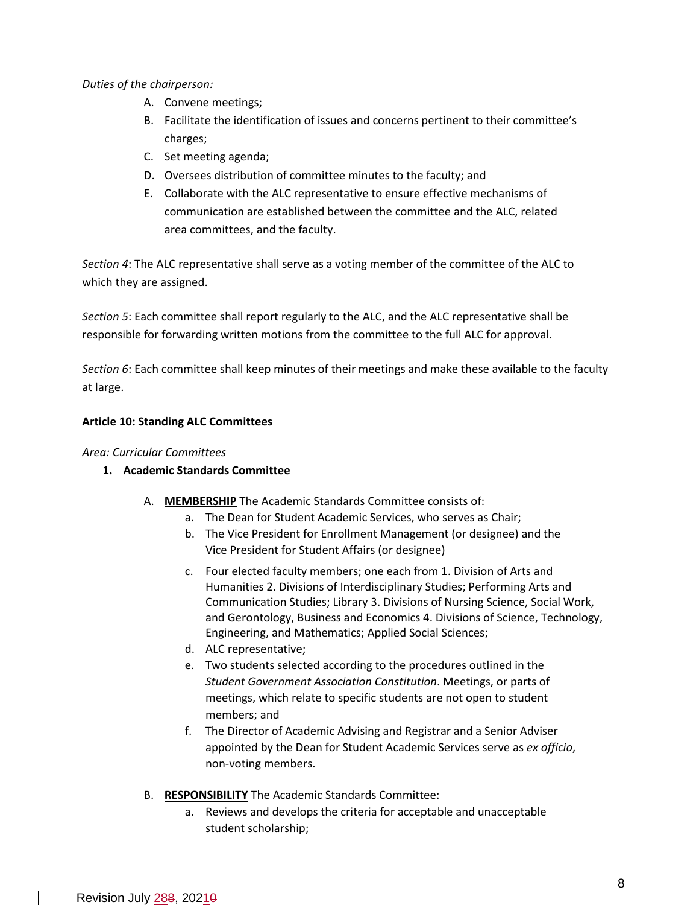*Duties of the chairperson:*

A. Convene meetings;
B. Facilitate the identification of issues and concerns pertinent to their committee's charges;
C. Set meeting agenda;
D. Oversees distribution of committee minutes to the faculty; and
E. Collaborate with the ALC representative to ensure effective mechanisms of communication are established between the committee and the ALC, related area committees, and the faculty.

*Section 4*: The ALC representative shall serve as a voting member of the committee of the ALC to which they are assigned.

*Section 5*: Each committee shall report regularly to the ALC, and the ALC representative shall be responsible for forwarding written motions from the committee to the full ALC for approval.

*Section 6*: Each committee shall keep minutes of their meetings and make these available to the faculty at large.

**Article 10: Standing ALC Committees**

*Area: Curricular Committees*

**1. Academic Standards Committee**

A. **MEMBERSHIP** The Academic Standards Committee consists of:
   a. The Dean for Student Academic Services, who serves as Chair;
   b. The Vice President for Enrollment Management (or designee) and the Vice President for Student Affairs (or designee)
   c. Four elected faculty members; one each from 1. Division of Arts and Humanities 2. Divisions of Interdisciplinary Studies; Performing Arts and Communication Studies; Library 3. Divisions of Nursing Science, Social Work, and Gerontology, Business and Economics 4. Divisions of Science, Technology, Engineering, and Mathematics; Applied Social Sciences;
   d. ALC representative;
   e. Two students selected according to the procedures outlined in the *Student Government Association Constitution*. Meetings, or parts of meetings, which relate to specific students are not open to student members; and
   f. The Director of Academic Advising and Registrar and a Senior Adviser appointed by the Dean for Student Academic Services serve as *ex officio*, non-voting members.

B. **RESPONSIBILITY** The Academic Standards Committee:
   a. Reviews and develops the criteria for acceptable and unacceptable student scholarship;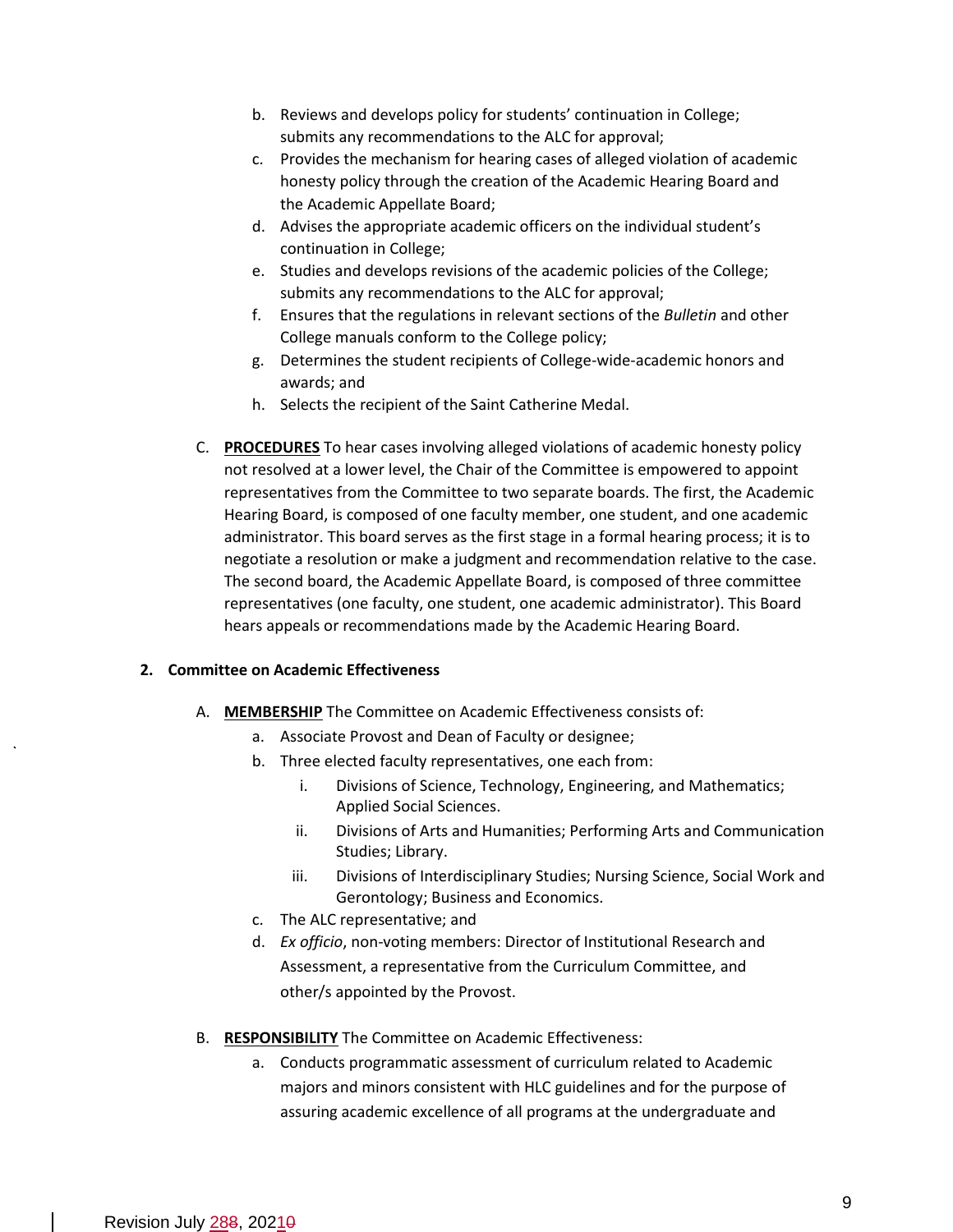b. Reviews and develops policy for students' continuation in College; submits any recommendations to the ALC for approval;
c. Provides the mechanism for hearing cases of alleged violation of academic honesty policy through the creation of the Academic Hearing Board and the Academic Appellate Board;
d. Advises the appropriate academic officers on the individual student's continuation in College;
e. Studies and develops revisions of the academic policies of the College; submits any recommendations to the ALC for approval;
f. Ensures that the regulations in relevant sections of the *Bulletin* and other College manuals conform to the College policy;
g. Determines the student recipients of College-wide-academic honors and awards; and
h. Selects the recipient of the Saint Catherine Medal.

C. **PROCEDURES** To hear cases involving alleged violations of academic honesty policy not resolved at a lower level, the Chair of the Committee is empowered to appoint representatives from the Committee to two separate boards. The first, the Academic Hearing Board, is composed of one faculty member, one student, and one academic administrator. This board serves as the first stage in a formal hearing process; it is to negotiate a resolution or make a judgment and recommendation relative to the case. The second board, the Academic Appellate Board, is composed of three committee representatives (one faculty, one student, one academic administrator). This Board hears appeals or recommendations made by the Academic Hearing Board.

**2. Committee on Academic Effectiveness**

A. **MEMBERSHIP** The Committee on Academic Effectiveness consists of:
   a. Associate Provost and Dean of Faculty or designee;
   b. Three elected faculty representatives, one each from:
      i. Divisions of Science, Technology, Engineering, and Mathematics; Applied Social Sciences.
      ii. Divisions of Arts and Humanities; Performing Arts and Communication Studies; Library.
      iii. Divisions of Interdisciplinary Studies; Nursing Science, Social Work and Gerontology; Business and Economics.
   c. The ALC representative; and
   d. *Ex officio*, non-voting members: Director of Institutional Research and Assessment, a representative from the Curriculum Committee, and other/s appointed by the Provost.

B. **RESPONSIBILITY** The Committee on Academic Effectiveness:
   a. Conducts programmatic assessment of curriculum related to Academic majors and minors consistent with HLC guidelines and for the purpose of assuring academic excellence of all programs at the undergraduate and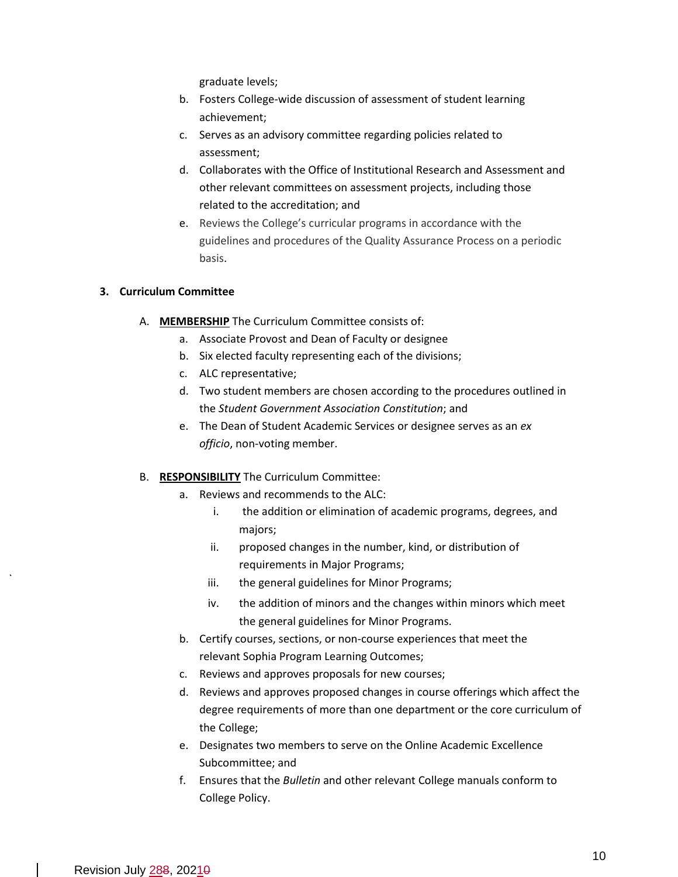graduate levels;

b. Fosters College-wide discussion of assessment of student learning achievement;
c. Serves as an advisory committee regarding policies related to assessment;
d. Collaborates with the Office of Institutional Research and Assessment and other relevant committees on assessment projects, including those related to the accreditation; and
e. Reviews the College's curricular programs in accordance with the guidelines and procedures of the Quality Assurance Process on a periodic basis.

### 3. Curriculum Committee

A. **MEMBERSHIP** The Curriculum Committee consists of:

a. Associate Provost and Dean of Faculty or designee
b. Six elected faculty representing each of the divisions;
c. ALC representative;
d. Two student members are chosen according to the procedures outlined in the *Student Government Association Constitution*; and
e. The Dean of Student Academic Services or designee serves as an *ex officio*, non-voting member.

B. **RESPONSIBILITY** The Curriculum Committee:

a. Reviews and recommends to the ALC:
   i. the addition or elimination of academic programs, degrees, and majors;
   ii. proposed changes in the number, kind, or distribution of requirements in Major Programs;
   iii. the general guidelines for Minor Programs;
   iv. the addition of minors and the changes within minors which meet the general guidelines for Minor Programs.

b. Certify courses, sections, or non-course experiences that meet the relevant Sophia Program Learning Outcomes;
c. Reviews and approves proposals for new courses;
d. Reviews and approves proposed changes in course offerings which affect the degree requirements of more than one department or the core curriculum of the College;
e. Designates two members to serve on the Online Academic Excellence Subcommittee; and
f. Ensures that the *Bulletin* and other relevant College manuals conform to College Policy.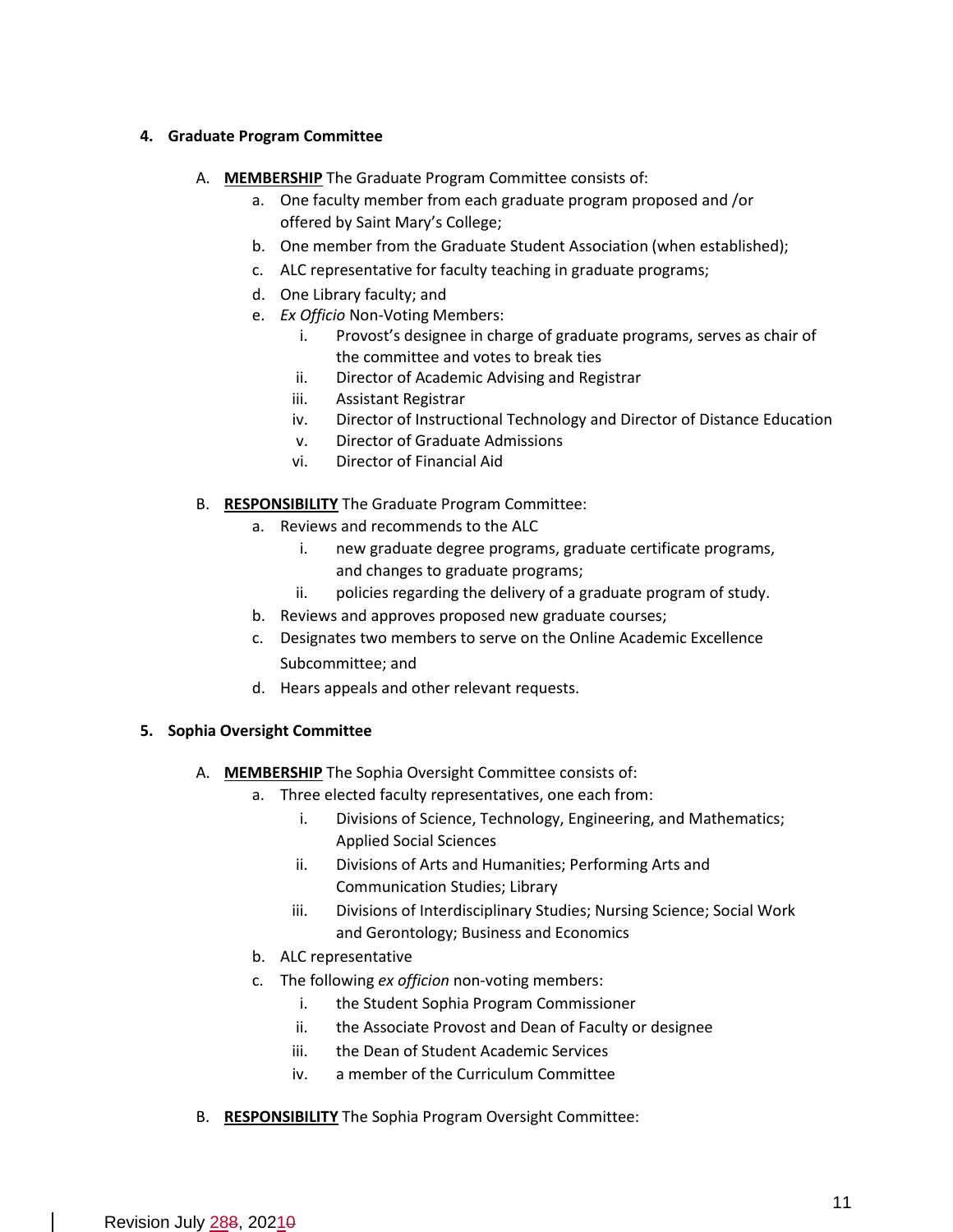**4. Graduate Program Committee**

A. **MEMBERSHIP** The Graduate Program Committee consists of:

   a. One faculty member from each graduate program proposed and /or offered by Saint Mary's College;
   b. One member from the Graduate Student Association (when established);
   c. ALC representative for faculty teaching in graduate programs;
   d. One Library faculty; and
   e. *Ex Officio* Non-Voting Members:
      i. Provost's designee in charge of graduate programs, serves as chair of the committee and votes to break ties
      ii. Director of Academic Advising and Registrar
      iii. Assistant Registrar
      iv. Director of Instructional Technology and Director of Distance Education
      v. Director of Graduate Admissions
      vi. Director of Financial Aid

B. **RESPONSIBILITY** The Graduate Program Committee:

   a. Reviews and recommends to the ALC
      i. new graduate degree programs, graduate certificate programs, and changes to graduate programs;
      ii. policies regarding the delivery of a graduate program of study.
   b. Reviews and approves proposed new graduate courses;
   c. Designates two members to serve on the Online Academic Excellence Subcommittee; and
   d. Hears appeals and other relevant requests.

**5. Sophia Oversight Committee**

A. **MEMBERSHIP** The Sophia Oversight Committee consists of:

   a. Three elected faculty representatives, one each from:
      i. Divisions of Science, Technology, Engineering, and Mathematics; Applied Social Sciences
      ii. Divisions of Arts and Humanities; Performing Arts and Communication Studies; Library
      iii. Divisions of Interdisciplinary Studies; Nursing Science; Social Work and Gerontology; Business and Economics
   b. ALC representative
   c. The following *ex officion* non-voting members:
      i. the Student Sophia Program Commissioner
      ii. the Associate Provost and Dean of Faculty or designee
      iii. the Dean of Student Academic Services
      iv. a member of the Curriculum Committee

B. **RESPONSIBILITY** The Sophia Program Oversight Committee: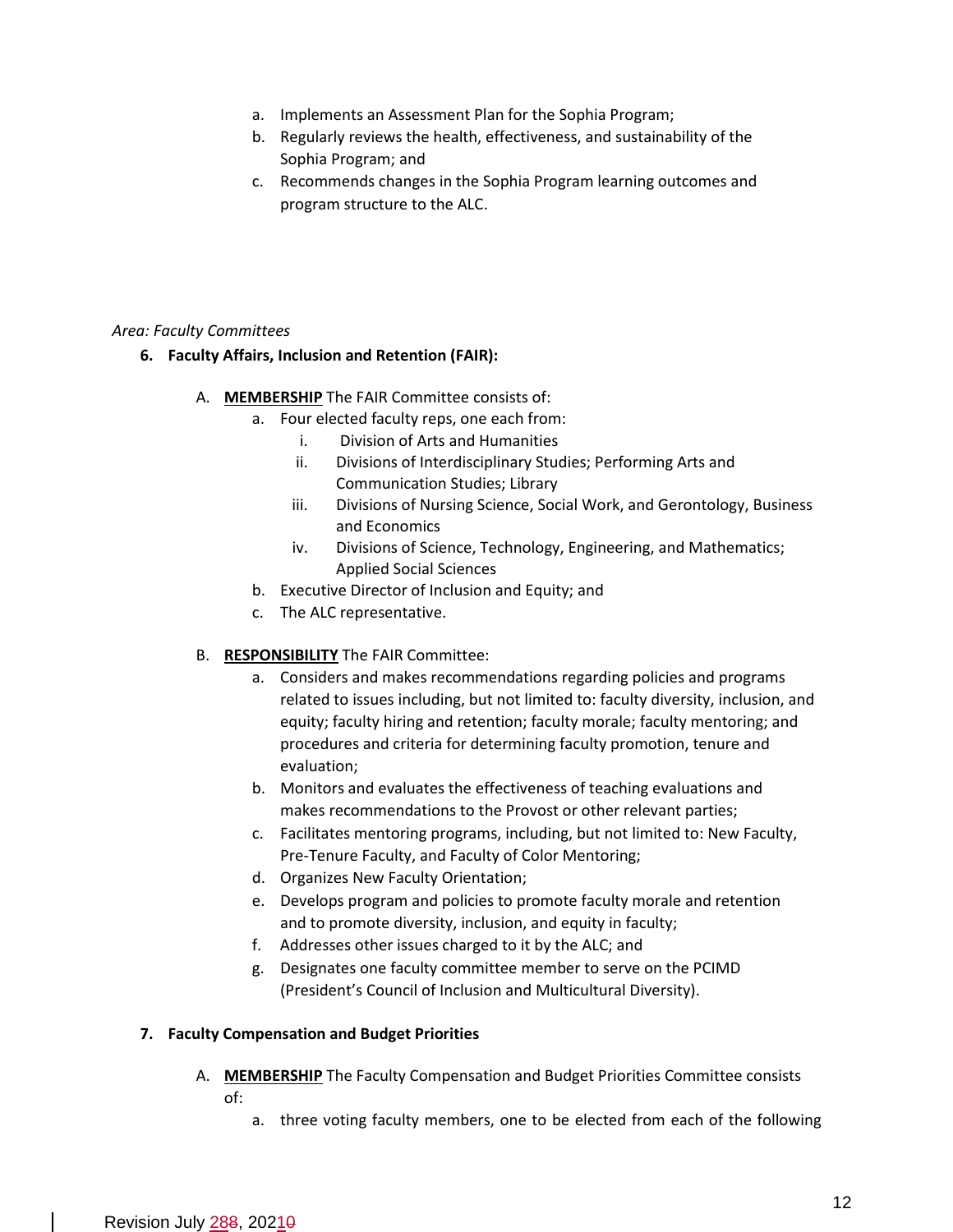a. Implements an Assessment Plan for the Sophia Program;
b. Regularly reviews the health, effectiveness, and sustainability of the Sophia Program; and
c. Recommends changes in the Sophia Program learning outcomes and program structure to the ALC.

*Area: Faculty Committees*

**6. Faculty Affairs, Inclusion and Retention (FAIR):**

A. **MEMBERSHIP** The FAIR Committee consists of:
   a. Four elected faculty reps, one each from:
      i. Division of Arts and Humanities
      ii. Divisions of Interdisciplinary Studies; Performing Arts and Communication Studies; Library
      iii. Divisions of Nursing Science, Social Work, and Gerontology, Business and Economics
      iv. Divisions of Science, Technology, Engineering, and Mathematics; Applied Social Sciences
   b. Executive Director of Inclusion and Equity; and
   c. The ALC representative.

B. **RESPONSIBILITY** The FAIR Committee:
   a. Considers and makes recommendations regarding policies and programs related to issues including, but not limited to: faculty diversity, inclusion, and equity; faculty hiring and retention; faculty morale; faculty mentoring; and procedures and criteria for determining faculty promotion, tenure and evaluation;
   b. Monitors and evaluates the effectiveness of teaching evaluations and makes recommendations to the Provost or other relevant parties;
   c. Facilitates mentoring programs, including, but not limited to: New Faculty, Pre-Tenure Faculty, and Faculty of Color Mentoring;
   d. Organizes New Faculty Orientation;
   e. Develops program and policies to promote faculty morale and retention and to promote diversity, inclusion, and equity in faculty;
   f. Addresses other issues charged to it by the ALC; and
   g. Designates one faculty committee member to serve on the PCIMD (President's Council of Inclusion and Multicultural Diversity).

**7. Faculty Compensation and Budget Priorities**

A. **MEMBERSHIP** The Faculty Compensation and Budget Priorities Committee consists of:
   a. three voting faculty members, one to be elected from each of the following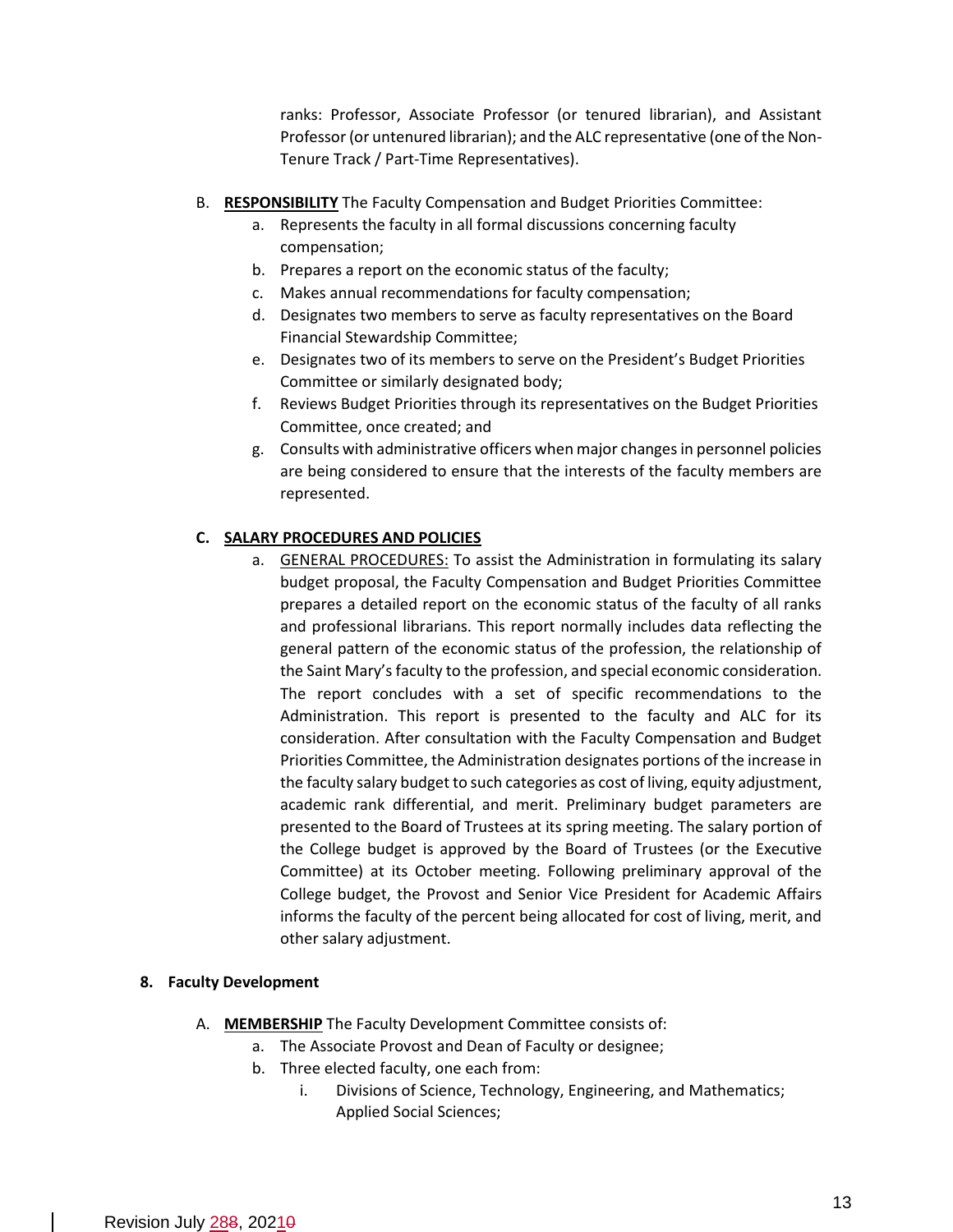ranks: Professor, Associate Professor (or tenured librarian), and Assistant Professor (or untenured librarian); and the ALC representative (one of the Non-Tenure Track / Part-Time Representatives).

B. **RESPONSIBILITY** The Faculty Compensation and Budget Priorities Committee:

   a. Represents the faculty in all formal discussions concerning faculty compensation;
   b. Prepares a report on the economic status of the faculty;
   c. Makes annual recommendations for faculty compensation;
   d. Designates two members to serve as faculty representatives on the Board Financial Stewardship Committee;
   e. Designates two of its members to serve on the President's Budget Priorities Committee or similarly designated body;
   f. Reviews Budget Priorities through its representatives on the Budget Priorities Committee, once created; and
   g. Consults with administrative officers when major changes in personnel policies are being considered to ensure that the interests of the faculty members are represented.

**C. SALARY PROCEDURES AND POLICIES**

   a. GENERAL PROCEDURES: To assist the Administration in formulating its salary budget proposal, the Faculty Compensation and Budget Priorities Committee prepares a detailed report on the economic status of the faculty of all ranks and professional librarians. This report normally includes data reflecting the general pattern of the economic status of the profession, the relationship of the Saint Mary's faculty to the profession, and special economic consideration. The report concludes with a set of specific recommendations to the Administration. This report is presented to the faculty and ALC for its consideration. After consultation with the Faculty Compensation and Budget Priorities Committee, the Administration designates portions of the increase in the faculty salary budget to such categories as cost of living, equity adjustment, academic rank differential, and merit. Preliminary budget parameters are presented to the Board of Trustees at its spring meeting. The salary portion of the College budget is approved by the Board of Trustees (or the Executive Committee) at its October meeting. Following preliminary approval of the College budget, the Provost and Senior Vice President for Academic Affairs informs the faculty of the percent being allocated for cost of living, merit, and other salary adjustment.

**8. Faculty Development**

A. **MEMBERSHIP** The Faculty Development Committee consists of:

   a. The Associate Provost and Dean of Faculty or designee;
   b. Three elected faculty, one each from:
      i. Divisions of Science, Technology, Engineering, and Mathematics; Applied Social Sciences;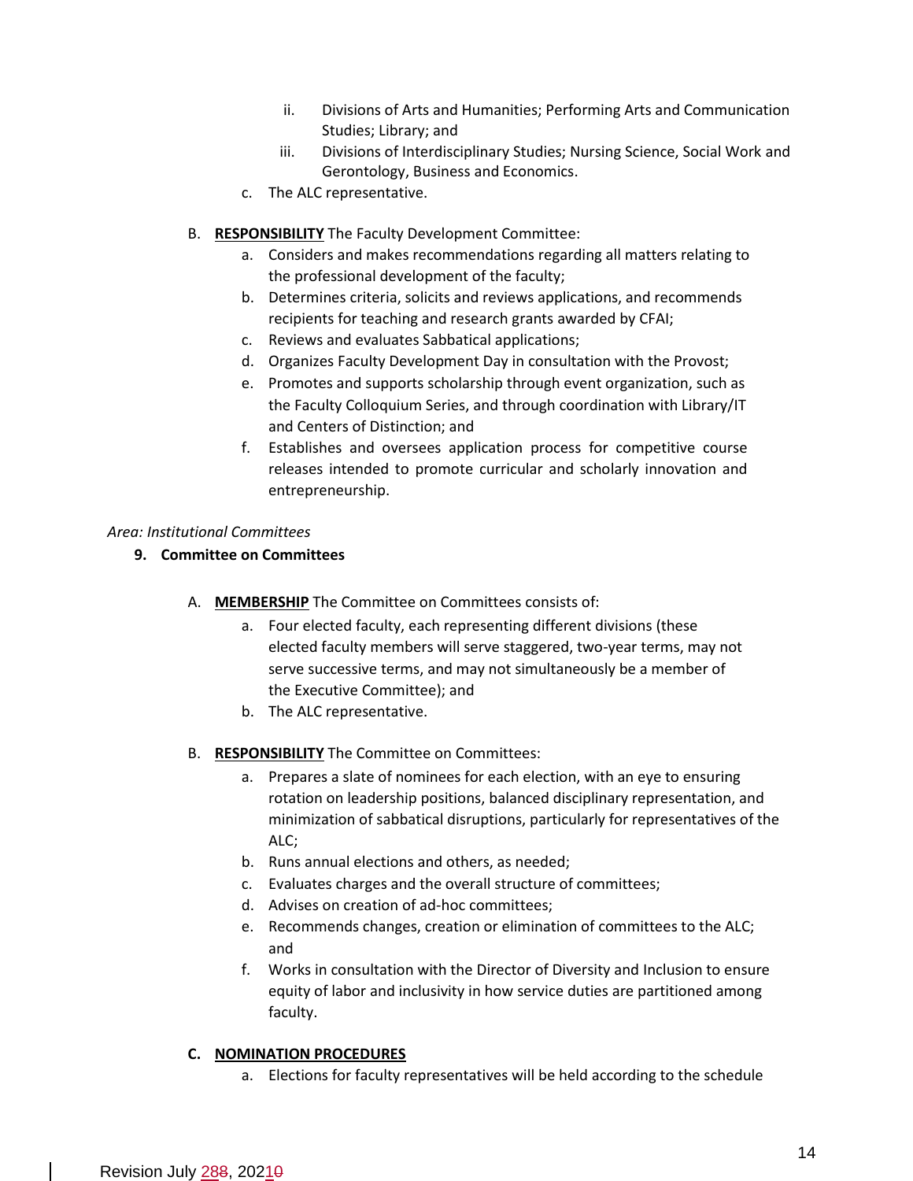ii. Divisions of Arts and Humanities; Performing Arts and Communication Studies; Library; and
   iii. Divisions of Interdisciplinary Studies; Nursing Science, Social Work and Gerontology, Business and Economics.

c. The ALC representative.

B. **RESPONSIBILITY** The Faculty Development Committee:

a. Considers and makes recommendations regarding all matters relating to the professional development of the faculty;
b. Determines criteria, solicits and reviews applications, and recommends recipients for teaching and research grants awarded by CFAI;
c. Reviews and evaluates Sabbatical applications;
d. Organizes Faculty Development Day in consultation with the Provost;
e. Promotes and supports scholarship through event organization, such as the Faculty Colloquium Series, and through coordination with Library/IT and Centers of Distinction; and
f. Establishes and oversees application process for competitive course releases intended to promote curricular and scholarly innovation and entrepreneurship.

*Area: Institutional Committees*

**9. Committee on Committees**

A. **MEMBERSHIP** The Committee on Committees consists of:

a. Four elected faculty, each representing different divisions (these elected faculty members will serve staggered, two-year terms, may not serve successive terms, and may not simultaneously be a member of the Executive Committee); and
b. The ALC representative.

B. **RESPONSIBILITY** The Committee on Committees:

a. Prepares a slate of nominees for each election, with an eye to ensuring rotation on leadership positions, balanced disciplinary representation, and minimization of sabbatical disruptions, particularly for representatives of the ALC;
b. Runs annual elections and others, as needed;
c. Evaluates charges and the overall structure of committees;
d. Advises on creation of ad-hoc committees;
e. Recommends changes, creation or elimination of committees to the ALC; and
f. Works in consultation with the Director of Diversity and Inclusion to ensure equity of labor and inclusivity in how service duties are partitioned among faculty.

**C. NOMINATION PROCEDURES**

a. Elections for faculty representatives will be held according to the schedule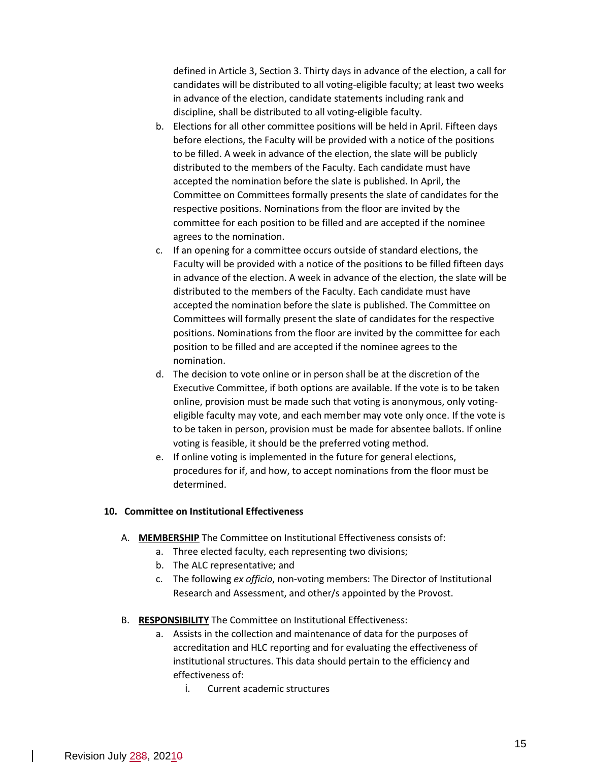defined in Article 3, Section 3. Thirty days in advance of the election, a call for candidates will be distributed to all voting-eligible faculty; at least two weeks in advance of the election, candidate statements including rank and discipline, shall be distributed to all voting-eligible faculty.

b. Elections for all other committee positions will be held in April. Fifteen days before elections, the Faculty will be provided with a notice of the positions to be filled. A week in advance of the election, the slate will be publicly distributed to the members of the Faculty. Each candidate must have accepted the nomination before the slate is published. In April, the Committee on Committees formally presents the slate of candidates for the respective positions. Nominations from the floor are invited by the committee for each position to be filled and are accepted if the nominee agrees to the nomination.

c. If an opening for a committee occurs outside of standard elections, the Faculty will be provided with a notice of the positions to be filled fifteen days in advance of the election. A week in advance of the election, the slate will be distributed to the members of the Faculty. Each candidate must have accepted the nomination before the slate is published. The Committee on Committees will formally present the slate of candidates for the respective positions. Nominations from the floor are invited by the committee for each position to be filled and are accepted if the nominee agrees to the nomination.

d. The decision to vote online or in person shall be at the discretion of the Executive Committee, if both options are available. If the vote is to be taken online, provision must be made such that voting is anonymous, only voting-eligible faculty may vote, and each member may vote only once. If the vote is to be taken in person, provision must be made for absentee ballots. If online voting is feasible, it should be the preferred voting method.

e. If online voting is implemented in the future for general elections, procedures for if, and how, to accept nominations from the floor must be determined.

### 10. Committee on Institutional Effectiveness

A. **MEMBERSHIP** The Committee on Institutional Effectiveness consists of:

   a. Three elected faculty, each representing two divisions;
   b. The ALC representative; and
   c. The following *ex officio*, non-voting members: The Director of Institutional Research and Assessment, and other/s appointed by the Provost.

B. **RESPONSIBILITY** The Committee on Institutional Effectiveness:

   a. Assists in the collection and maintenance of data for the purposes of accreditation and HLC reporting and for evaluating the effectiveness of institutional structures. This data should pertain to the efficiency and effectiveness of:
      i. Current academic structures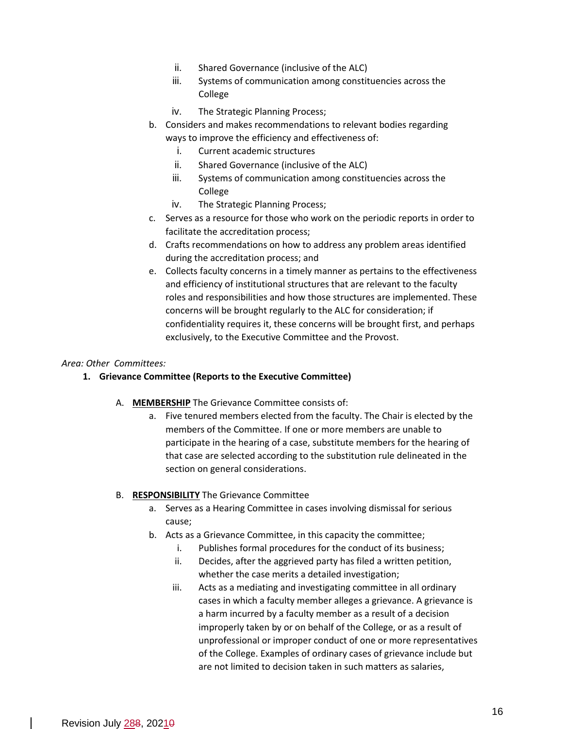ii. Shared Governance (inclusive of the ALC)
   iii. Systems of communication among constituencies across the College
   iv. The Strategic Planning Process;

b. Considers and makes recommendations to relevant bodies regarding ways to improve the efficiency and effectiveness of:
   i. Current academic structures
   ii. Shared Governance (inclusive of the ALC)
   iii. Systems of communication among constituencies across the College
   iv. The Strategic Planning Process;

c. Serves as a resource for those who work on the periodic reports in order to facilitate the accreditation process;

d. Crafts recommendations on how to address any problem areas identified during the accreditation process; and

e. Collects faculty concerns in a timely manner as pertains to the effectiveness and efficiency of institutional structures that are relevant to the faculty roles and responsibilities and how those structures are implemented. These concerns will be brought regularly to the ALC for consideration; if confidentiality requires it, these concerns will be brought first, and perhaps exclusively, to the Executive Committee and the Provost.

*Area: Other Committees:*

1. **Grievance Committee (Reports to the Executive Committee)**

   A. **MEMBERSHIP** The Grievance Committee consists of:
      a. Five tenured members elected from the faculty. The Chair is elected by the members of the Committee. If one or more members are unable to participate in the hearing of a case, substitute members for the hearing of that case are selected according to the substitution rule delineated in the section on general considerations.

   B. **RESPONSIBILITY** The Grievance Committee
      a. Serves as a Hearing Committee in cases involving dismissal for serious cause;
      b. Acts as a Grievance Committee, in this capacity the committee;
         i. Publishes formal procedures for the conduct of its business;
         ii. Decides, after the aggrieved party has filed a written petition, whether the case merits a detailed investigation;
         iii. Acts as a mediating and investigating committee in all ordinary cases in which a faculty member alleges a grievance. A grievance is a harm incurred by a faculty member as a result of a decision improperly taken by or on behalf of the College, or as a result of unprofessional or improper conduct of one or more representatives of the College. Examples of ordinary cases of grievance include but are not limited to decision taken in such matters as salaries,

Revision July 288, 20210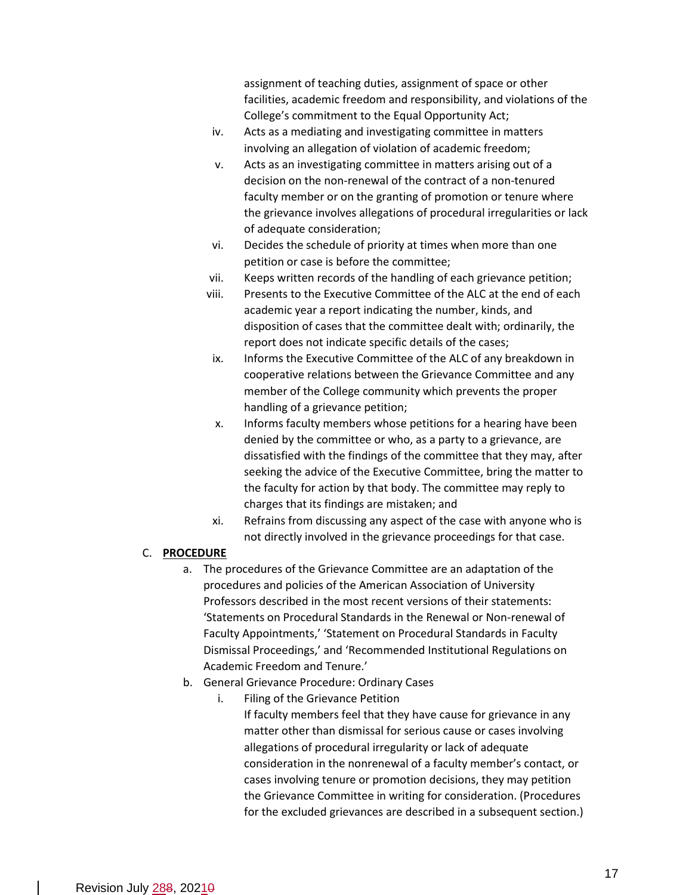assignment of teaching duties, assignment of space or other facilities, academic freedom and responsibility, and violations of the College's commitment to the Equal Opportunity Act;

iv. Acts as a mediating and investigating committee in matters involving an allegation of violation of academic freedom;

v. Acts as an investigating committee in matters arising out of a decision on the non-renewal of the contract of a non-tenured faculty member or on the granting of promotion or tenure where the grievance involves allegations of procedural irregularities or lack of adequate consideration;

vi. Decides the schedule of priority at times when more than one petition or case is before the committee;

vii. Keeps written records of the handling of each grievance petition;

viii. Presents to the Executive Committee of the ALC at the end of each academic year a report indicating the number, kinds, and disposition of cases that the committee dealt with; ordinarily, the report does not indicate specific details of the cases;

ix. Informs the Executive Committee of the ALC of any breakdown in cooperative relations between the Grievance Committee and any member of the College community which prevents the proper handling of a grievance petition;

x. Informs faculty members whose petitions for a hearing have been denied by the committee or who, as a party to a grievance, are dissatisfied with the findings of the committee that they may, after seeking the advice of the Executive Committee, bring the matter to the faculty for action by that body. The committee may reply to charges that its findings are mistaken; and

xi. Refrains from discussing any aspect of the case with anyone who is not directly involved in the grievance proceedings for that case.

C. **PROCEDURE**

a. The procedures of the Grievance Committee are an adaptation of the procedures and policies of the American Association of University Professors described in the most recent versions of their statements: 'Statements on Procedural Standards in the Renewal or Non-renewal of Faculty Appointments,' 'Statement on Procedural Standards in Faculty Dismissal Proceedings,' and 'Recommended Institutional Regulations on Academic Freedom and Tenure.'

b. General Grievance Procedure: Ordinary Cases

i. Filing of the Grievance Petition

If faculty members feel that they have cause for grievance in any matter other than dismissal for serious cause or cases involving allegations of procedural irregularity or lack of adequate consideration in the nonrenewal of a faculty member's contact, or cases involving tenure or promotion decisions, they may petition the Grievance Committee in writing for consideration. (Procedures for the excluded grievances are described in a subsequent section.)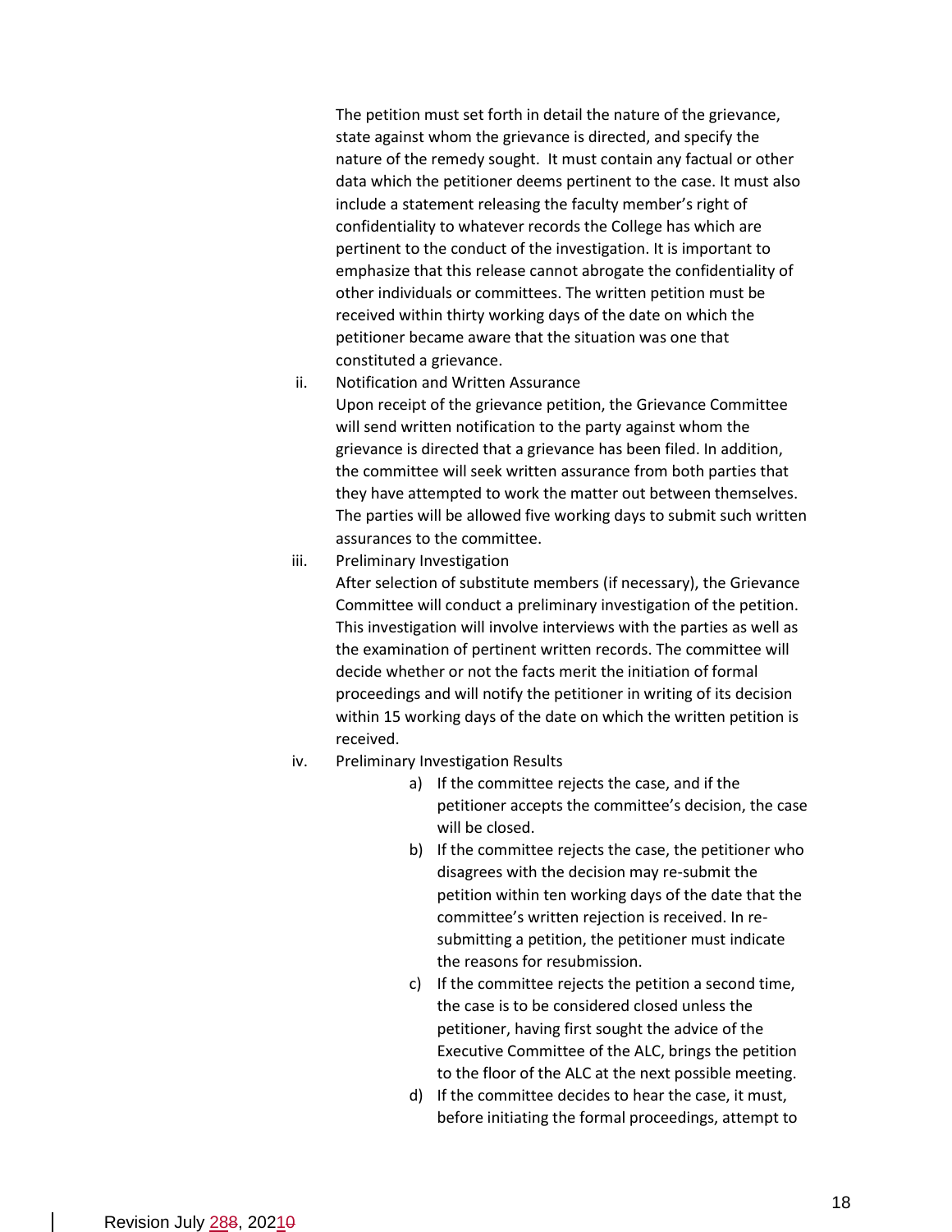The petition must set forth in detail the nature of the grievance, state against whom the grievance is directed, and specify the nature of the remedy sought. It must contain any factual or other data which the petitioner deems pertinent to the case. It must also include a statement releasing the faculty member's right of confidentiality to whatever records the College has which are pertinent to the conduct of the investigation. It is important to emphasize that this release cannot abrogate the confidentiality of other individuals or committees. The written petition must be received within thirty working days of the date on which the petitioner became aware that the situation was one that constituted a grievance.

ii. Notification and Written Assurance

   Upon receipt of the grievance petition, the Grievance Committee will send written notification to the party against whom the grievance is directed that a grievance has been filed. In addition, the committee will seek written assurance from both parties that they have attempted to work the matter out between themselves. The parties will be allowed five working days to submit such written assurances to the committee.

iii. Preliminary Investigation

   After selection of substitute members (if necessary), the Grievance Committee will conduct a preliminary investigation of the petition. This investigation will involve interviews with the parties as well as the examination of pertinent written records. The committee will decide whether or not the facts merit the initiation of formal proceedings and will notify the petitioner in writing of its decision within 15 working days of the date on which the written petition is received.

iv. Preliminary Investigation Results

   a) If the committee rejects the case, and if the petitioner accepts the committee's decision, the case will be closed.
   b) If the committee rejects the case, the petitioner who disagrees with the decision may re-submit the petition within ten working days of the date that the committee's written rejection is received. In re-submitting a petition, the petitioner must indicate the reasons for resubmission.
   c) If the committee rejects the petition a second time, the case is to be considered closed unless the petitioner, having first sought the advice of the Executive Committee of the ALC, brings the petition to the floor of the ALC at the next possible meeting.
   d) If the committee decides to hear the case, it must, before initiating the formal proceedings, attempt to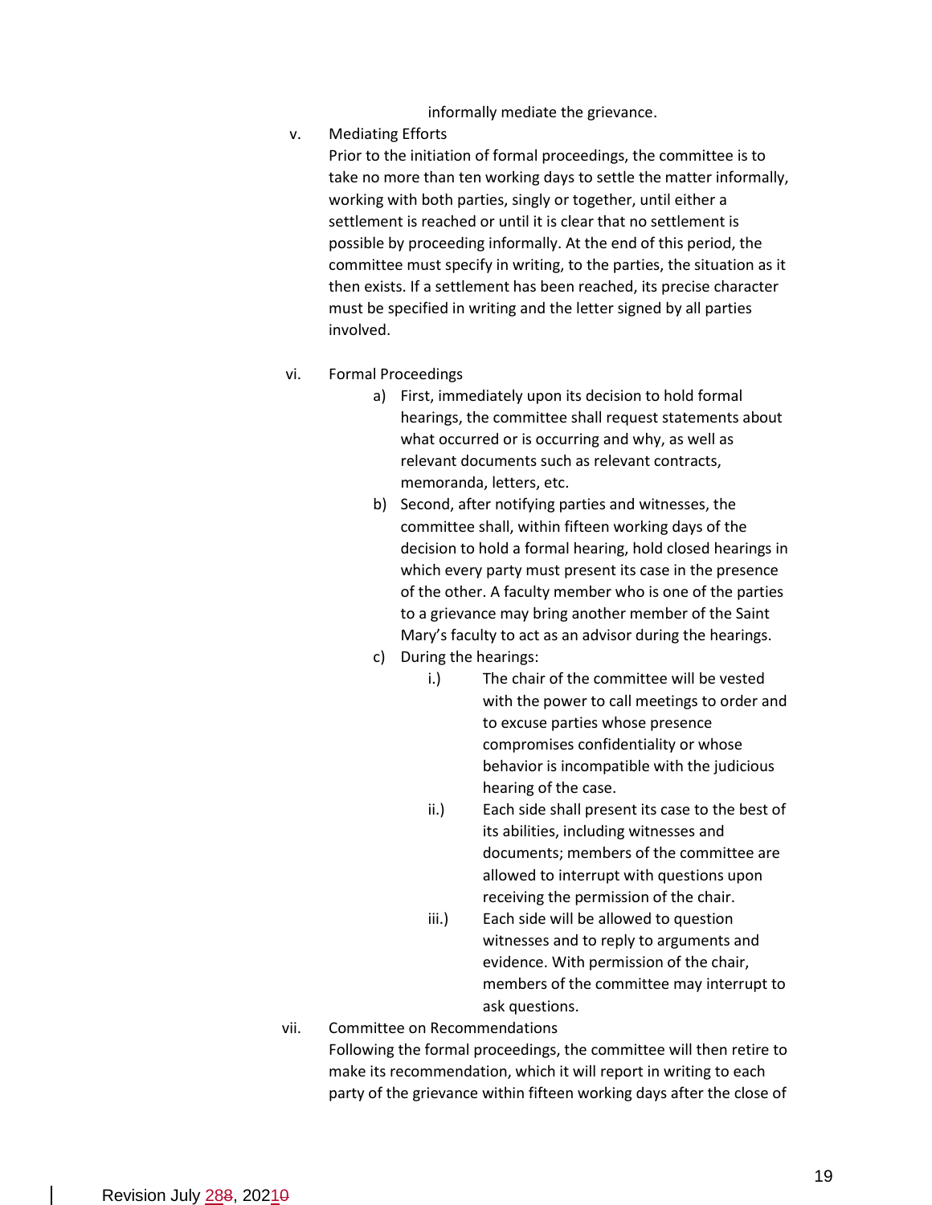informally mediate the grievance.

v. Mediating Efforts

Prior to the initiation of formal proceedings, the committee is to take no more than ten working days to settle the matter informally, working with both parties, singly or together, until either a settlement is reached or until it is clear that no settlement is possible by proceeding informally. At the end of this period, the committee must specify in writing, to the parties, the situation as it then exists. If a settlement has been reached, its precise character must be specified in writing and the letter signed by all parties involved.

vi. Formal Proceedings

a) First, immediately upon its decision to hold formal hearings, the committee shall request statements about what occurred or is occurring and why, as well as relevant documents such as relevant contracts, memoranda, letters, etc.

b) Second, after notifying parties and witnesses, the committee shall, within fifteen working days of the decision to hold a formal hearing, hold closed hearings in which every party must present its case in the presence of the other. A faculty member who is one of the parties to a grievance may bring another member of the Saint Mary's faculty to act as an advisor during the hearings.

c) During the hearings:

i.) The chair of the committee will be vested with the power to call meetings to order and to excuse parties whose presence compromises confidentiality or whose behavior is incompatible with the judicious hearing of the case.

ii.) Each side shall present its case to the best of its abilities, including witnesses and documents; members of the committee are allowed to interrupt with questions upon receiving the permission of the chair.

iii.) Each side will be allowed to question witnesses and to reply to arguments and evidence. With permission of the chair, members of the committee may interrupt to ask questions.

vii. Committee on Recommendations

Following the formal proceedings, the committee will then retire to make its recommendation, which it will report in writing to each party of the grievance within fifteen working days after the close of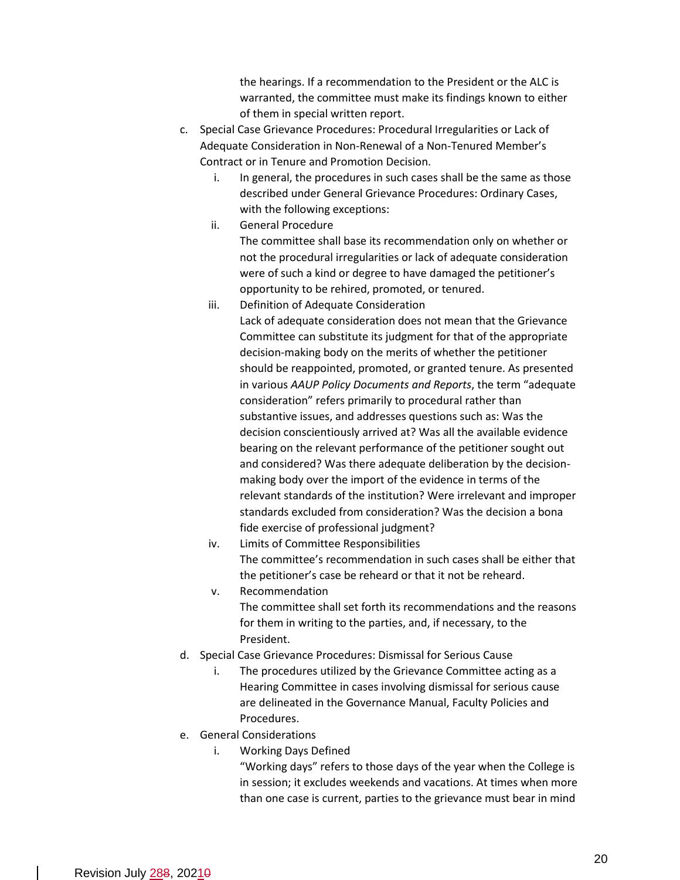the hearings. If a recommendation to the President or the ALC is warranted, the committee must make its findings known to either of them in special written report.

c. Special Case Grievance Procedures: Procedural Irregularities or Lack of Adequate Consideration in Non-Renewal of a Non-Tenured Member's Contract or in Tenure and Promotion Decision.
   i. In general, the procedures in such cases shall be the same as those described under General Grievance Procedures: Ordinary Cases, with the following exceptions:
   ii. General Procedure
   The committee shall base its recommendation only on whether or not the procedural irregularities or lack of adequate consideration were of such a kind or degree to have damaged the petitioner's opportunity to be rehired, promoted, or tenured.
   iii. Definition of Adequate Consideration
   Lack of adequate consideration does not mean that the Grievance Committee can substitute its judgment for that of the appropriate decision-making body on the merits of whether the petitioner should be reappointed, promoted, or granted tenure. As presented in various *AAUP Policy Documents and Reports*, the term "adequate consideration" refers primarily to procedural rather than substantive issues, and addresses questions such as: Was the decision conscientiously arrived at? Was all the available evidence bearing on the relevant performance of the petitioner sought out and considered? Was there adequate deliberation by the decision-making body over the import of the evidence in terms of the relevant standards of the institution? Were irrelevant and improper standards excluded from consideration? Was the decision a bona fide exercise of professional judgment?
   iv. Limits of Committee Responsibilities
   The committee's recommendation in such cases shall be either that the petitioner's case be reheard or that it not be reheard.
   v. Recommendation
   The committee shall set forth its recommendations and the reasons for them in writing to the parties, and, if necessary, to the President.

d. Special Case Grievance Procedures: Dismissal for Serious Cause
   i. The procedures utilized by the Grievance Committee acting as a Hearing Committee in cases involving dismissal for serious cause are delineated in the Governance Manual, Faculty Policies and Procedures.

e. General Considerations
   i. Working Days Defined
   "Working days" refers to those days of the year when the College is in session; it excludes weekends and vacations. At times when more than one case is current, parties to the grievance must bear in mind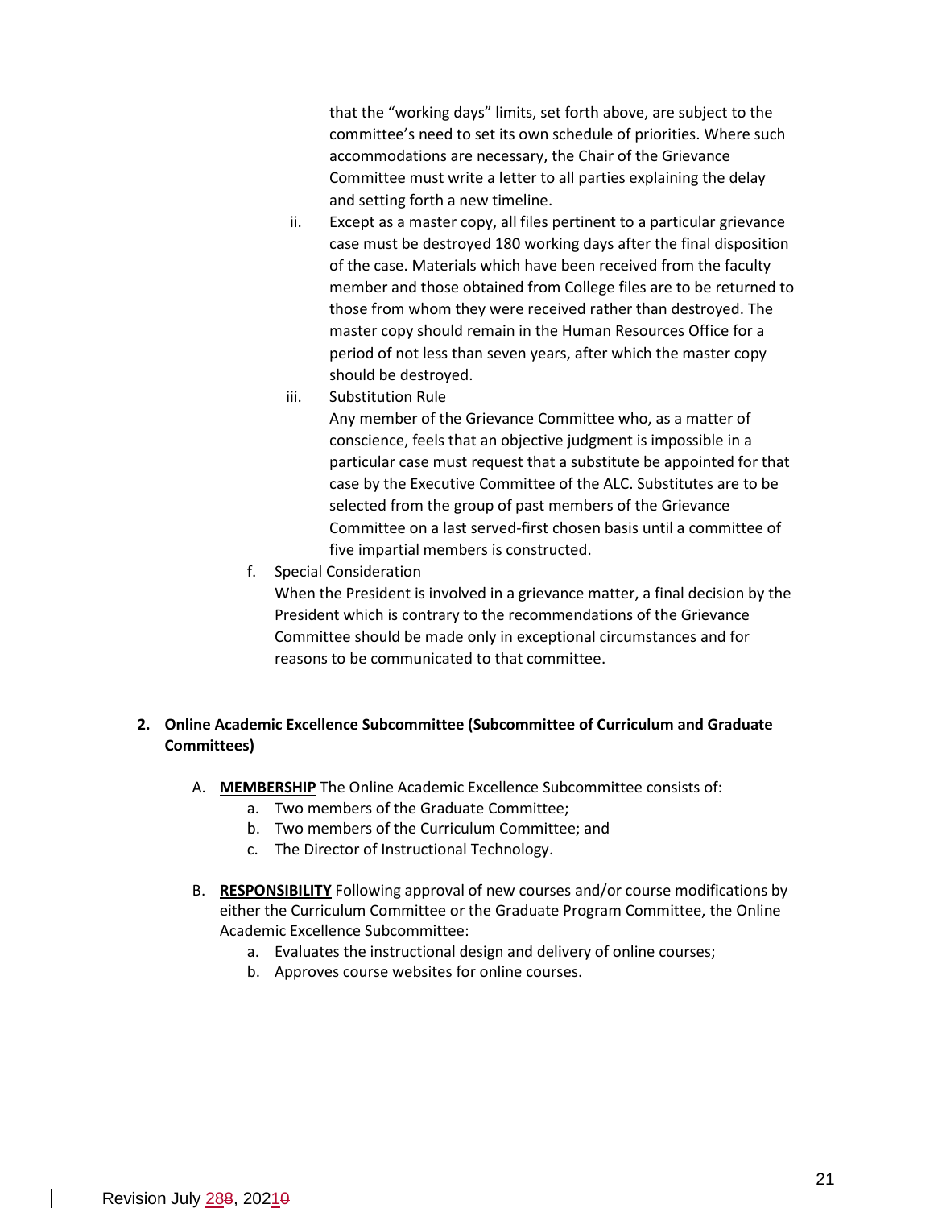that the "working days" limits, set forth above, are subject to the committee's need to set its own schedule of priorities. Where such accommodations are necessary, the Chair of the Grievance Committee must write a letter to all parties explaining the delay and setting forth a new timeline.

ii. Except as a master copy, all files pertinent to a particular grievance case must be destroyed 180 working days after the final disposition of the case. Materials which have been received from the faculty member and those obtained from College files are to be returned to those from whom they were received rather than destroyed. The master copy should remain in the Human Resources Office for a period of not less than seven years, after which the master copy should be destroyed.

iii. Substitution Rule
Any member of the Grievance Committee who, as a matter of conscience, feels that an objective judgment is impossible in a particular case must request that a substitute be appointed for that case by the Executive Committee of the ALC. Substitutes are to be selected from the group of past members of the Grievance Committee on a last served-first chosen basis until a committee of five impartial members is constructed.

f. Special Consideration
When the President is involved in a grievance matter, a final decision by the President which is contrary to the recommendations of the Grievance Committee should be made only in exceptional circumstances and for reasons to be communicated to that committee.

**2. Online Academic Excellence Subcommittee (Subcommittee of Curriculum and Graduate Committees)**

A. **MEMBERSHIP** The Online Academic Excellence Subcommittee consists of:
   a. Two members of the Graduate Committee;
   b. Two members of the Curriculum Committee; and
   c. The Director of Instructional Technology.

B. **RESPONSIBILITY** Following approval of new courses and/or course modifications by either the Curriculum Committee or the Graduate Program Committee, the Online Academic Excellence Subcommittee:
   a. Evaluates the instructional design and delivery of online courses;
   b. Approves course websites for online courses.